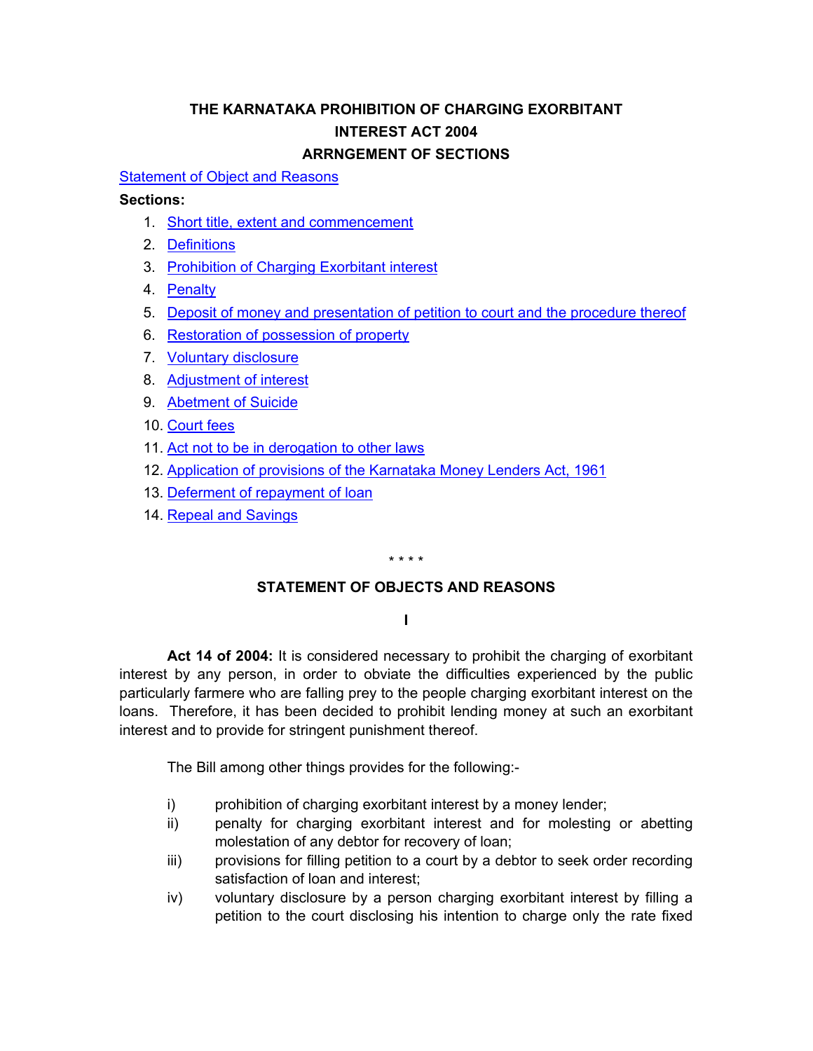# THE KARNATAKA PROHIBITION OF CHARGING EXORBITANT INTEREST ACT 2004

## ARRNGEMENT OF SECTIONS

Statement of Object and Reasons

**Sections:**

1. Short title, extent and commencement
2. Definitions
3. Prohibition of Charging Exorbitant interest
4. Penalty
5. Deposit of money and presentation of petition to court and the procedure thereof
6. Restoration of possession of property
7. Voluntary disclosure
8. Adjustment of interest
9. Abetment of Suicide
10. Court fees
11. Act not to be in derogation to other laws
12. Application of provisions of the Karnataka Money Lenders Act, 1961
13. Deferment of repayment of loan
14. Repeal and Savings

\* \* \* \*

## STATEMENT OF OBJECTS AND REASONS

**I**

**Act 14 of 2004:** It is considered necessary to prohibit the charging of exorbitant interest by any person, in order to obviate the difficulties experienced by the public particularly farmere who are falling prey to the people charging exorbitant interest on the loans. Therefore, it has been decided to prohibit lending money at such an exorbitant interest and to provide for stringent punishment thereof.

The Bill among other things provides for the following:-

i) prohibition of charging exorbitant interest by a money lender;
ii) penalty for charging exorbitant interest and for molesting or abetting molestation of any debtor for recovery of loan;
iii) provisions for filling petition to a court by a debtor to seek order recording satisfaction of loan and interest;
iv) voluntary disclosure by a person charging exorbitant interest by filling a petition to the court disclosing his intention to charge only the rate fixed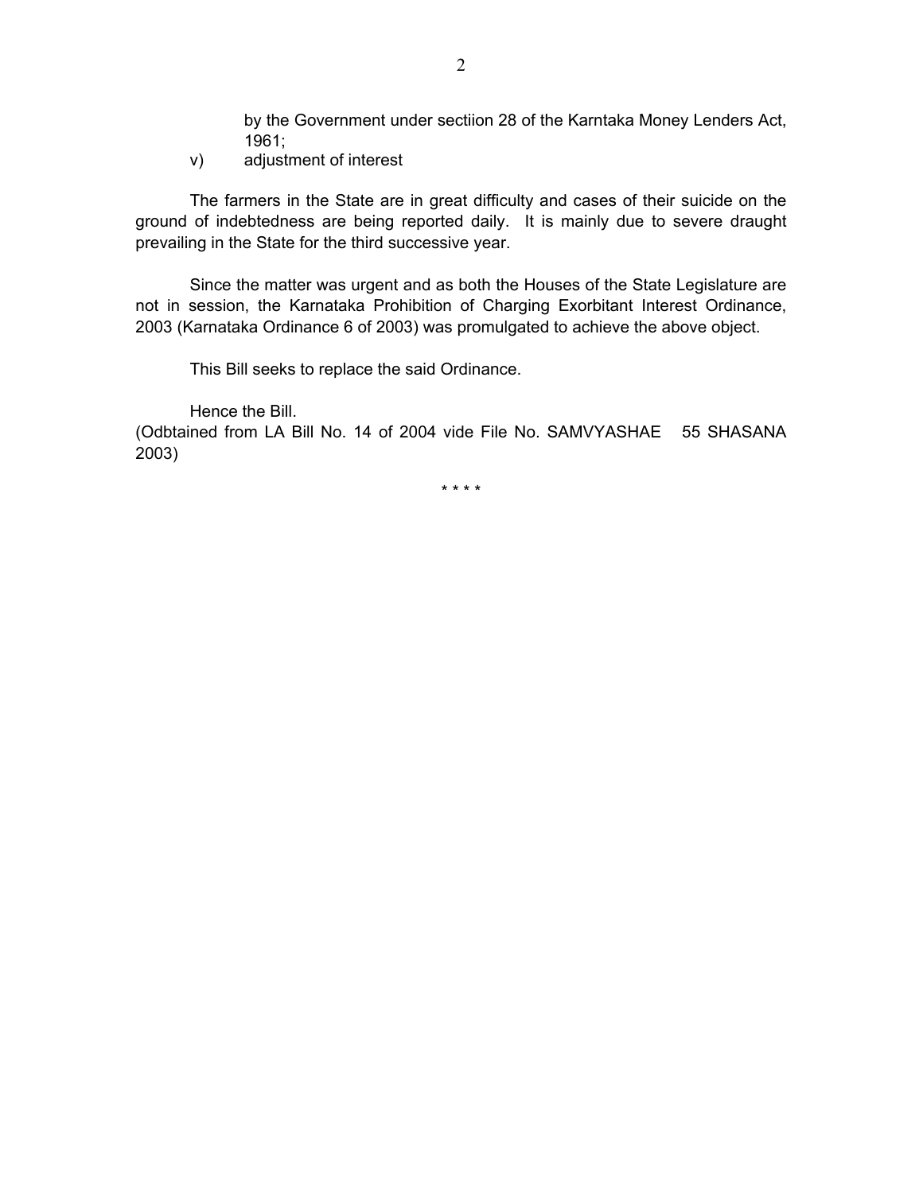by the Government under sectiion 28 of the Karntaka Money Lenders Act, 1961;

v) adjustment of interest

The farmers in the State are in great difficulty and cases of their suicide on the ground of indebtedness are being reported daily. It is mainly due to severe draught prevailing in the State for the third successive year.

Since the matter was urgent and as both the Houses of the State Legislature are not in session, the Karnataka Prohibition of Charging Exorbitant Interest Ordinance, 2003 (Karnataka Ordinance 6 of 2003) was promulgated to achieve the above object.

This Bill seeks to replace the said Ordinance.

Hence the Bill.

(Odbtained from LA Bill No. 14 of 2004 vide File No. SAMVYASHAE 55 SHASANA 2003)

\* \* \* \*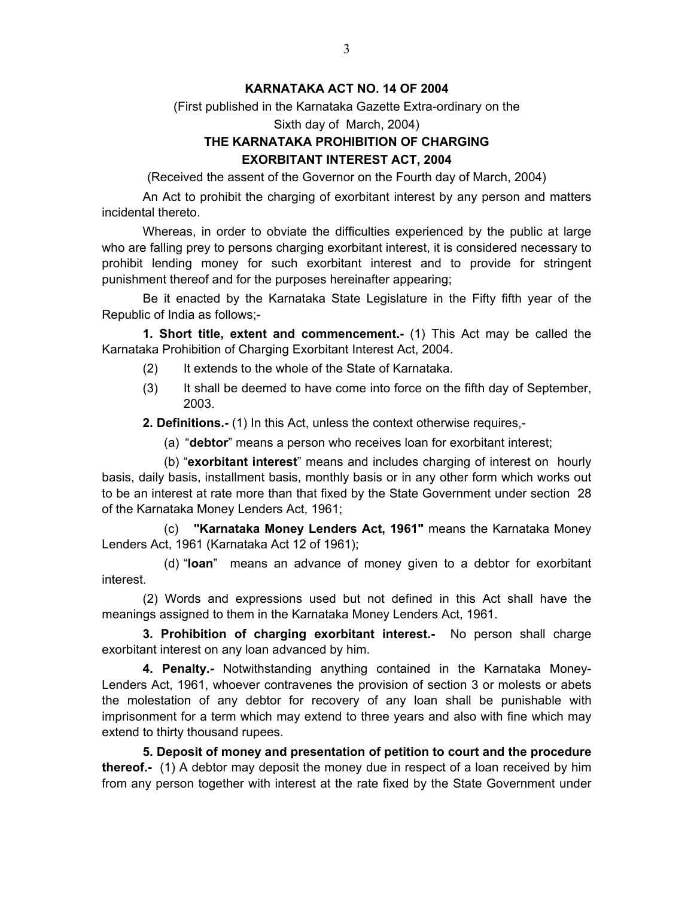**KARNATAKA ACT NO. 14 OF 2004**

(First published in the Karnataka Gazette Extra-ordinary on the Sixth day of March, 2004)

# THE KARNATAKA PROHIBITION OF CHARGING EXORBITANT INTEREST ACT, 2004

(Received the assent of the Governor on the Fourth day of March, 2004)

An Act to prohibit the charging of exorbitant interest by any person and matters incidental thereto.

Whereas, in order to obviate the difficulties experienced by the public at large who are falling prey to persons charging exorbitant interest, it is considered necessary to prohibit lending money for such exorbitant interest and to provide for stringent punishment thereof and for the purposes hereinafter appearing;

Be it enacted by the Karnataka State Legislature in the Fifty fifth year of the Republic of India as follows;-

**1. Short title, extent and commencement.-** (1) This Act may be called the Karnataka Prohibition of Charging Exorbitant Interest Act, 2004.

(2) It extends to the whole of the State of Karnataka.

(3) It shall be deemed to have come into force on the fifth day of September, 2003.

**2. Definitions.-** (1) In this Act, unless the context otherwise requires,-

(a) "**debtor**" means a person who receives loan for exorbitant interest;

(b) "**exorbitant interest**" means and includes charging of interest on hourly basis, daily basis, installment basis, monthly basis or in any other form which works out to be an interest at rate more than that fixed by the State Government under section 28 of the Karnataka Money Lenders Act, 1961;

(c) **"Karnataka Money Lenders Act, 1961"** means the Karnataka Money Lenders Act, 1961 (Karnataka Act 12 of 1961);

(d) "**loan**" means an advance of money given to a debtor for exorbitant interest.

(2) Words and expressions used but not defined in this Act shall have the meanings assigned to them in the Karnataka Money Lenders Act, 1961.

**3. Prohibition of charging exorbitant interest.-** No person shall charge exorbitant interest on any loan advanced by him.

**4. Penalty.-** Notwithstanding anything contained in the Karnataka Money-Lenders Act, 1961, whoever contravenes the provision of section 3 or molests or abets the molestation of any debtor for recovery of any loan shall be punishable with imprisonment for a term which may extend to three years and also with fine which may extend to thirty thousand rupees.

**5. Deposit of money and presentation of petition to court and the procedure thereof.-** (1) A debtor may deposit the money due in respect of a loan received by him from any person together with interest at the rate fixed by the State Government under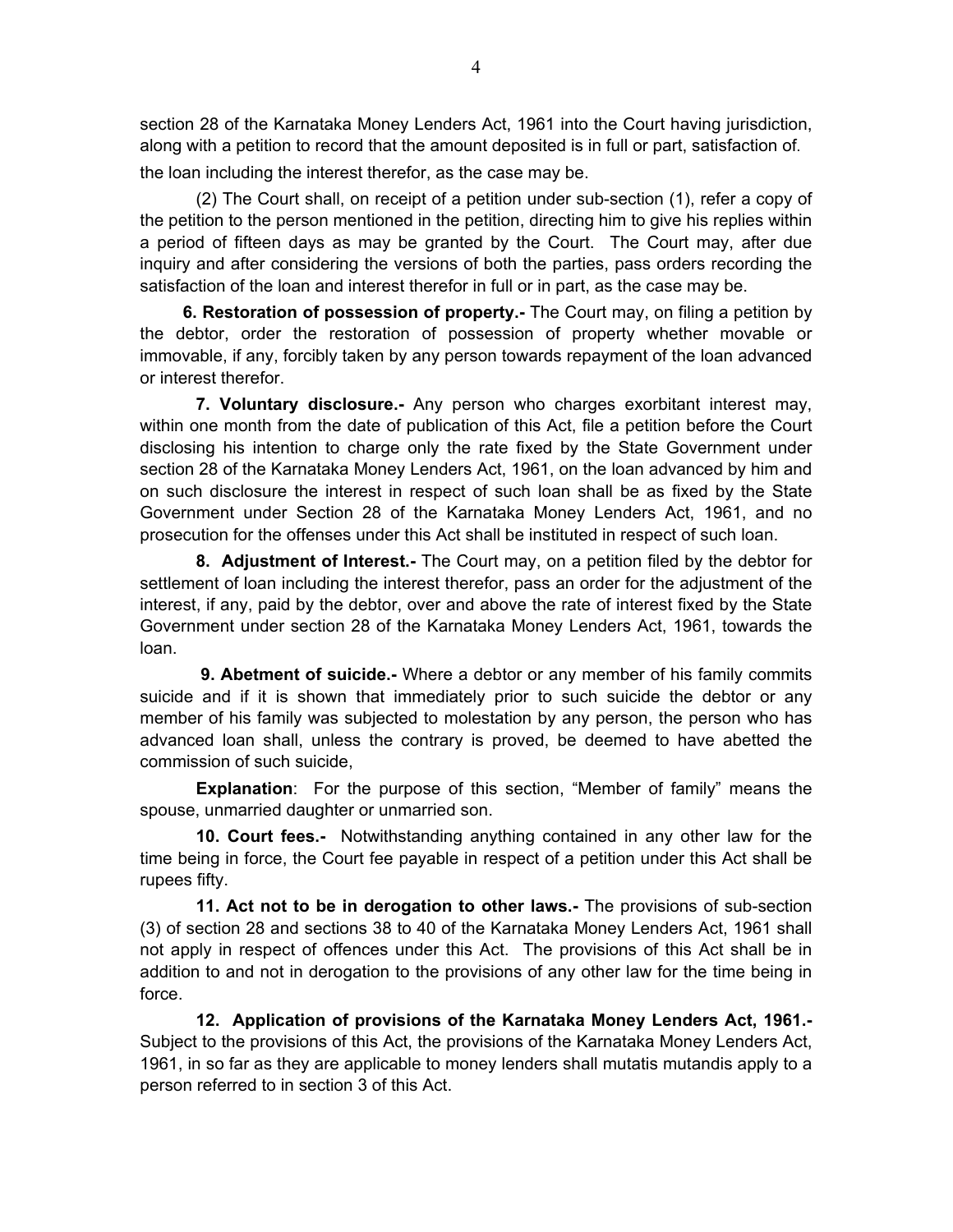section 28 of the Karnataka Money Lenders Act, 1961 into the Court having jurisdiction, along with a petition to record that the amount deposited is in full or part, satisfaction of. the loan including the interest therefor, as the case may be.

(2) The Court shall, on receipt of a petition under sub-section (1), refer a copy of the petition to the person mentioned in the petition, directing him to give his replies within a period of fifteen days as may be granted by the Court. The Court may, after due inquiry and after considering the versions of both the parties, pass orders recording the satisfaction of the loan and interest therefor in full or in part, as the case may be.

**6. Restoration of possession of property.-** The Court may, on filing a petition by the debtor, order the restoration of possession of property whether movable or immovable, if any, forcibly taken by any person towards repayment of the loan advanced or interest therefor.

**7. Voluntary disclosure.-** Any person who charges exorbitant interest may, within one month from the date of publication of this Act, file a petition before the Court disclosing his intention to charge only the rate fixed by the State Government under section 28 of the Karnataka Money Lenders Act, 1961, on the loan advanced by him and on such disclosure the interest in respect of such loan shall be as fixed by the State Government under Section 28 of the Karnataka Money Lenders Act, 1961, and no prosecution for the offenses under this Act shall be instituted in respect of such loan.

**8. Adjustment of Interest.-** The Court may, on a petition filed by the debtor for settlement of loan including the interest therefor, pass an order for the adjustment of the interest, if any, paid by the debtor, over and above the rate of interest fixed by the State Government under section 28 of the Karnataka Money Lenders Act, 1961, towards the loan.

**9. Abetment of suicide.-** Where a debtor or any member of his family commits suicide and if it is shown that immediately prior to such suicide the debtor or any member of his family was subjected to molestation by any person, the person who has advanced loan shall, unless the contrary is proved, be deemed to have abetted the commission of such suicide,

**Explanation**: For the purpose of this section, "Member of family" means the spouse, unmarried daughter or unmarried son.

**10. Court fees.-** Notwithstanding anything contained in any other law for the time being in force, the Court fee payable in respect of a petition under this Act shall be rupees fifty.

**11. Act not to be in derogation to other laws.-** The provisions of sub-section (3) of section 28 and sections 38 to 40 of the Karnataka Money Lenders Act, 1961 shall not apply in respect of offences under this Act. The provisions of this Act shall be in addition to and not in derogation to the provisions of any other law for the time being in force.

**12. Application of provisions of the Karnataka Money Lenders Act, 1961.-** Subject to the provisions of this Act, the provisions of the Karnataka Money Lenders Act, 1961, in so far as they are applicable to money lenders shall mutatis mutandis apply to a person referred to in section 3 of this Act.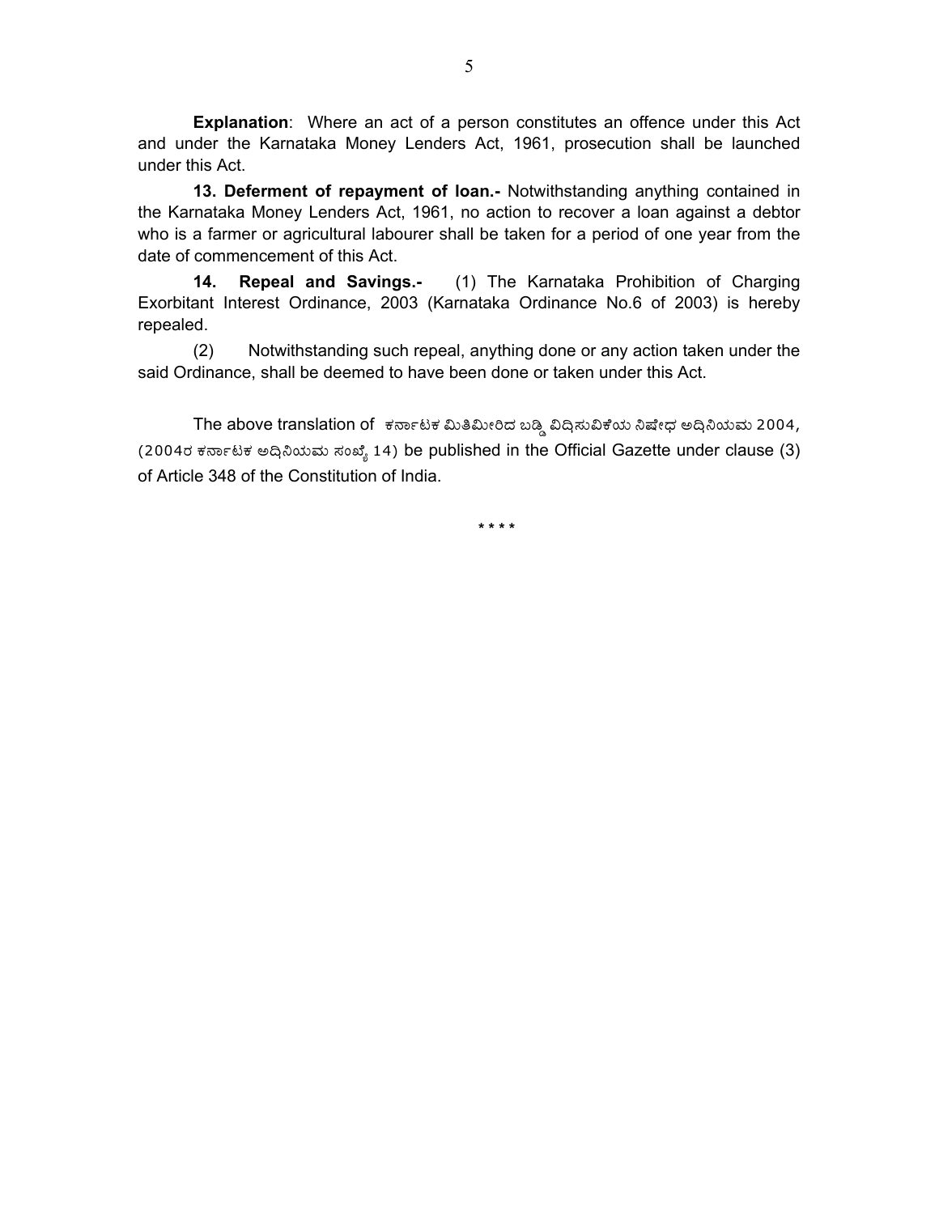**Explanation**: Where an act of a person constitutes an offence under this Act and under the Karnataka Money Lenders Act, 1961, prosecution shall be launched under this Act.

**13. Deferment of repayment of loan.-** Notwithstanding anything contained in the Karnataka Money Lenders Act, 1961, no action to recover a loan against a debtor who is a farmer or agricultural labourer shall be taken for a period of one year from the date of commencement of this Act.

**14. Repeal and Savings.-** (1) The Karnataka Prohibition of Charging Exorbitant Interest Ordinance, 2003 (Karnataka Ordinance No.6 of 2003) is hereby repealed.

(2) Notwithstanding such repeal, anything done or any action taken under the said Ordinance, shall be deemed to have been done or taken under this Act.

The above translation of ಕರ್ನಾಟಕ ಮಿತಿಮೀರಿದ ಬಡ್ಡಿ ವಿಧಿಸುವಿಕೆಯ ನಿಷೇಧ ಅಧಿನಿಯಮ 2004, (2004ರ ಕರ್ನಾಟಕ ಅಧಿನಿಯಮ ಸಂಖ್ಯೆ 14) be published in the Official Gazette under clause (3) of Article 348 of the Constitution of India.

\* \* \* \*